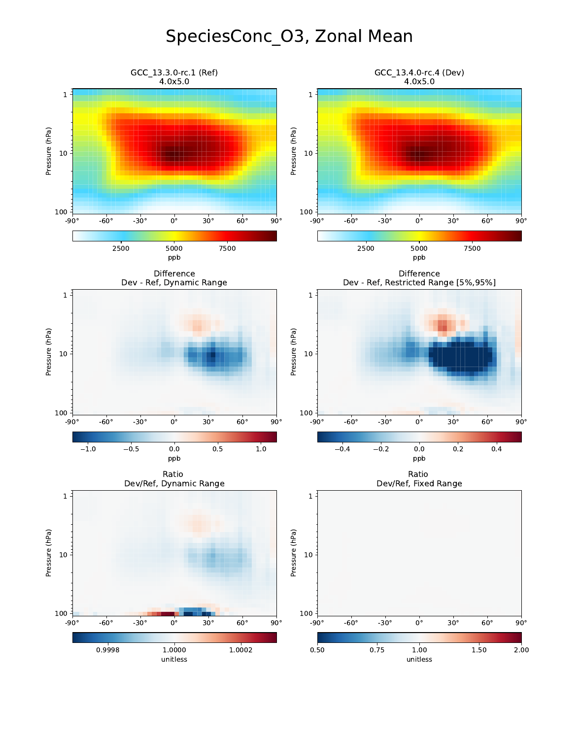# SpeciesConc_O3, Zonal Mean

## GCC_13.3.0-rc.1 (Ref)
4.0x5.0

Pressure (hPa): 1, 10, 100

Latitude: -90°, -60°, -30°, 0°, 30°, 60°, 90°

Colorbar: 2500, 5000, 7500 — ppb

## GCC_13.4.0-rc.4 (Dev)
4.0x5.0

Pressure (hPa): 1, 10, 100

Latitude: -90°, -60°, -30°, 0°, 30°, 60°, 90°

Colorbar: 2500, 5000, 7500 — ppb

## Difference
Dev - Ref, Dynamic Range

Pressure (hPa): 1, 10, 100

Latitude: -90°, -60°, -30°, 0°, 30°, 60°, 90°

Colorbar: −1.0, −0.5, 0.0, 0.5, 1.0 — ppb

## Difference
Dev - Ref, Restricted Range [5%,95%]

Pressure (hPa): 1, 10, 100

Latitude: -90°, -60°, -30°, 0°, 30°, 60°, 90°

Colorbar: −0.4, −0.2, 0.0, 0.2, 0.4 — ppb

## Ratio
Dev/Ref, Dynamic Range

Pressure (hPa): 1, 10, 100

Latitude: -90°, -60°, -30°, 0°, 30°, 60°, 90°

Colorbar: 0.9998, 1.0000, 1.0002 — unitless

## Ratio
Dev/Ref, Fixed Range

Pressure (hPa): 1, 10, 100

Latitude: -90°, -60°, -30°, 0°, 30°, 60°, 90°

Colorbar: 0.50, 0.75, 1.00, 1.50, 2.00 — unitless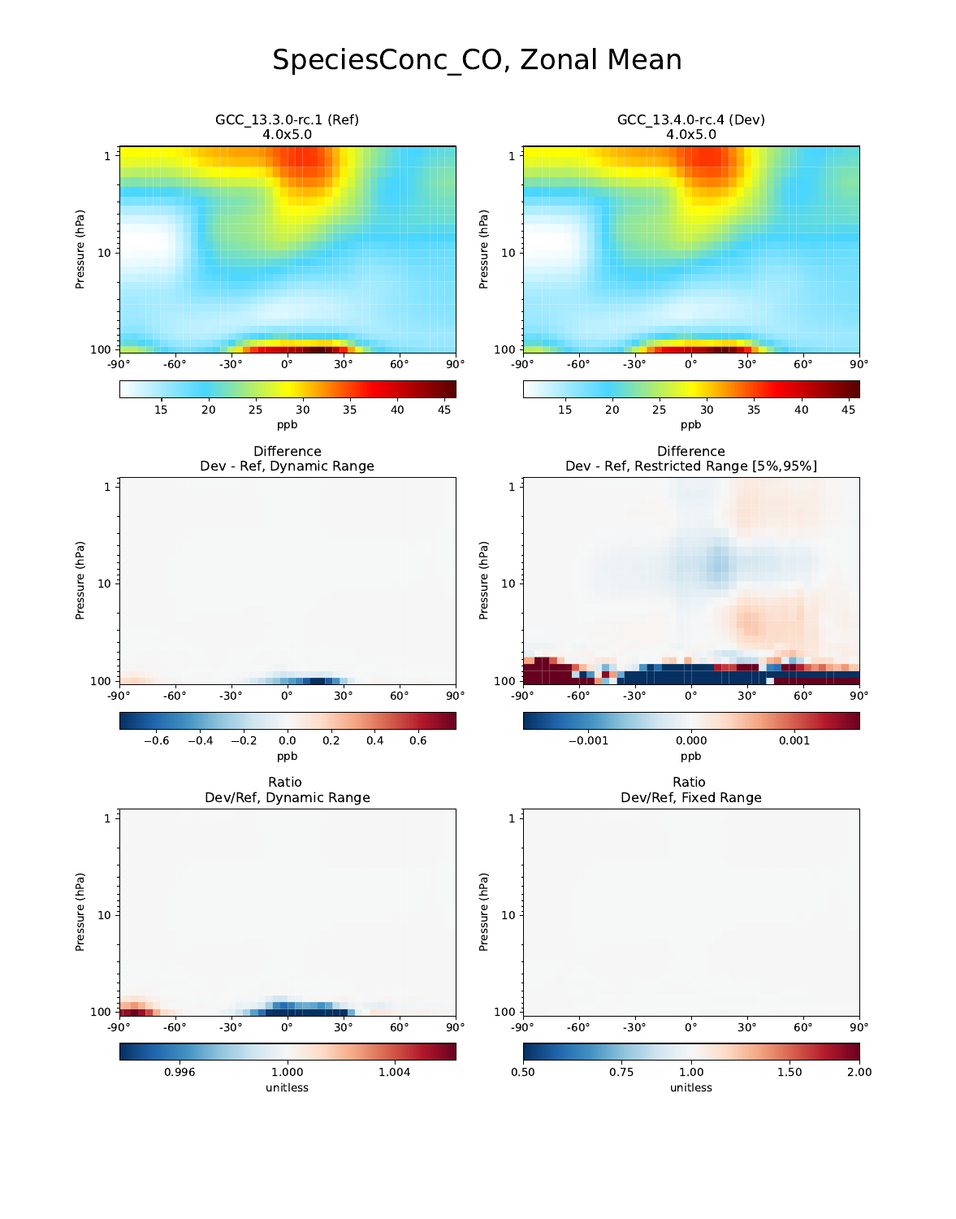# SpeciesConc_CO, Zonal Mean

GCC_13.3.0-rc.1 (Ref)
4.0x5.0

GCC_13.4.0-rc.4 (Dev)
4.0x5.0

Difference
Dev - Ref, Dynamic Range

Difference
Dev - Ref, Restricted Range [5%,95%]

Ratio
Dev/Ref, Dynamic Range

Ratio
Dev/Ref, Fixed Range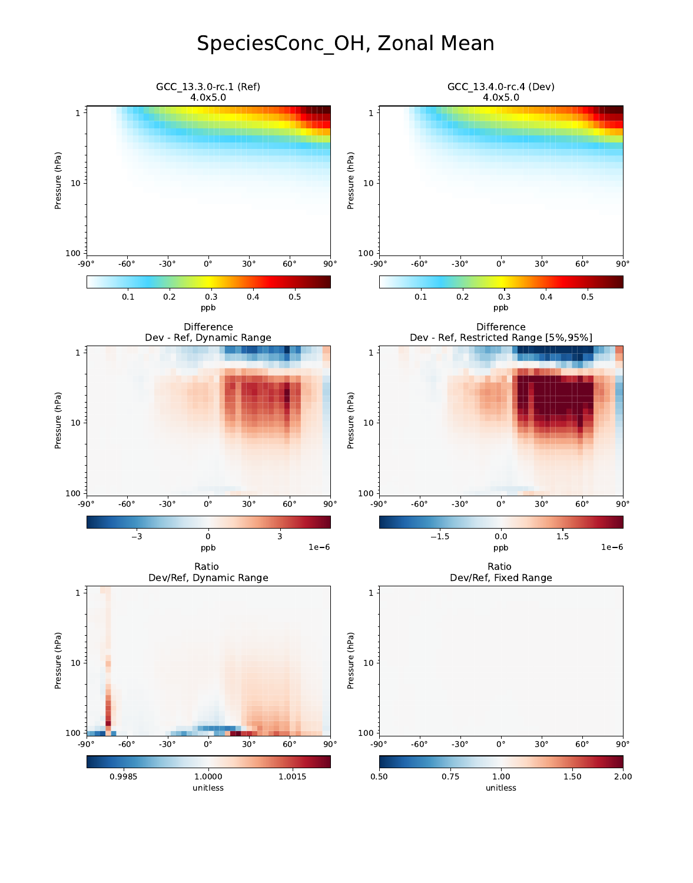# SpeciesConc_OH, Zonal Mean

GCC_13.3.0-rc.1 (Ref)
4.0x5.0

GCC_13.4.0-rc.4 (Dev)
4.0x5.0

Difference
Dev - Ref, Dynamic Range

Difference
Dev - Ref, Restricted Range [5%,95%]

Ratio
Dev/Ref, Dynamic Range

Ratio
Dev/Ref, Fixed Range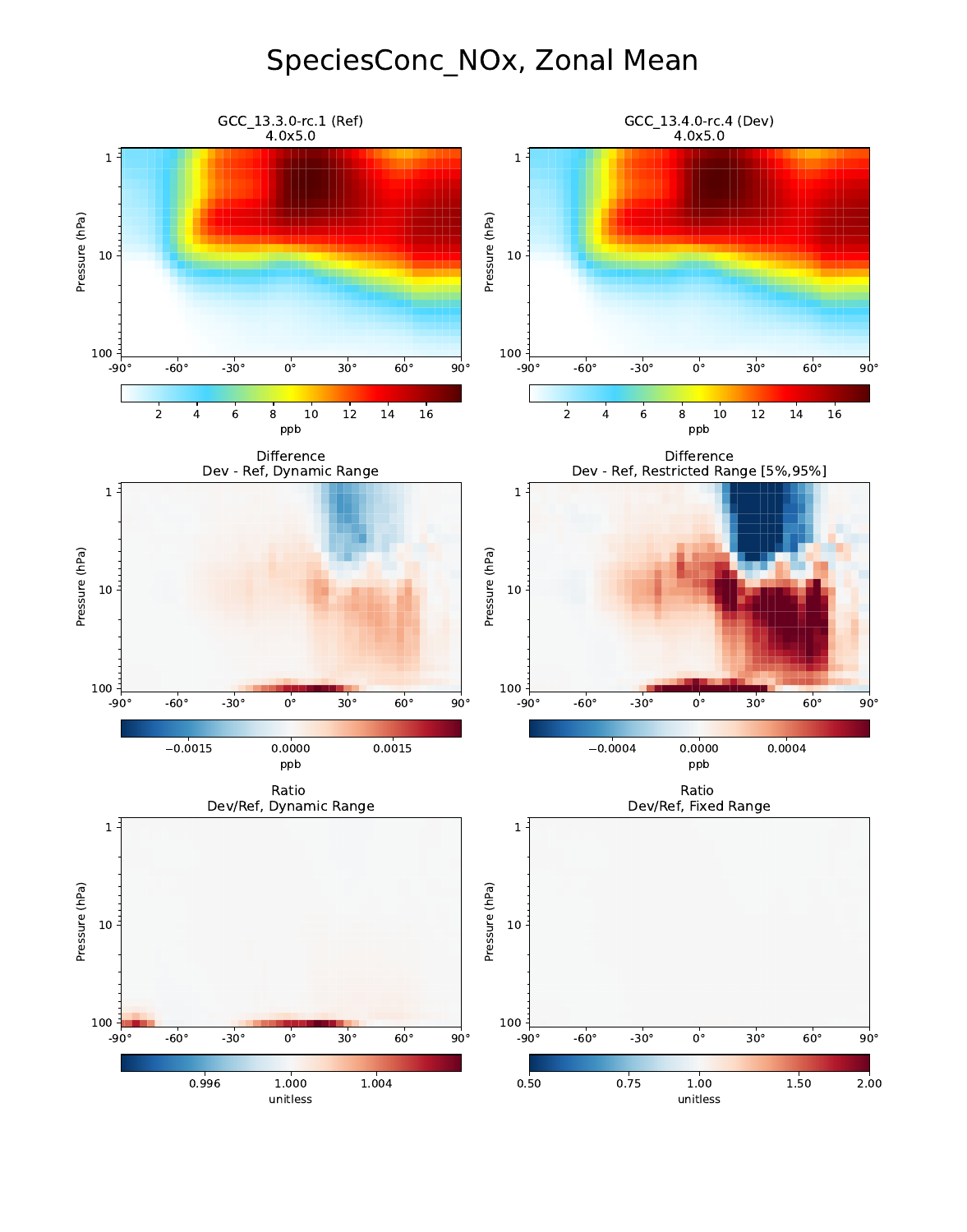# SpeciesConc_NOx, Zonal Mean

GCC_13.3.0-rc.1 (Ref)
4.0x5.0

Pressure (hPa)
1
10
100
-90° -60° -30° 0° 30° 60° 90°

2 4 6 8 10 12 14 16
ppb

GCC_13.4.0-rc.4 (Dev)
4.0x5.0

Pressure (hPa)
1
10
100
-90° -60° -30° 0° 30° 60° 90°

2 4 6 8 10 12 14 16
ppb

Difference
Dev - Ref, Dynamic Range

Pressure (hPa)
1
10
100
-90° -60° -30° 0° 30° 60° 90°

−0.0015 0.0000 0.0015
ppb

Difference
Dev - Ref, Restricted Range [5%,95%]

Pressure (hPa)
1
10
100
-90° -60° -30° 0° 30° 60° 90°

−0.0004 0.0000 0.0004
ppb

Ratio
Dev/Ref, Dynamic Range

Pressure (hPa)
1
10
100
-90° -60° -30° 0° 30° 60° 90°

0.996 1.000 1.004
unitless

Ratio
Dev/Ref, Fixed Range

Pressure (hPa)
1
10
100
-90° -60° -30° 0° 30° 60° 90°

0.50 0.75 1.00 1.50 2.00
unitless